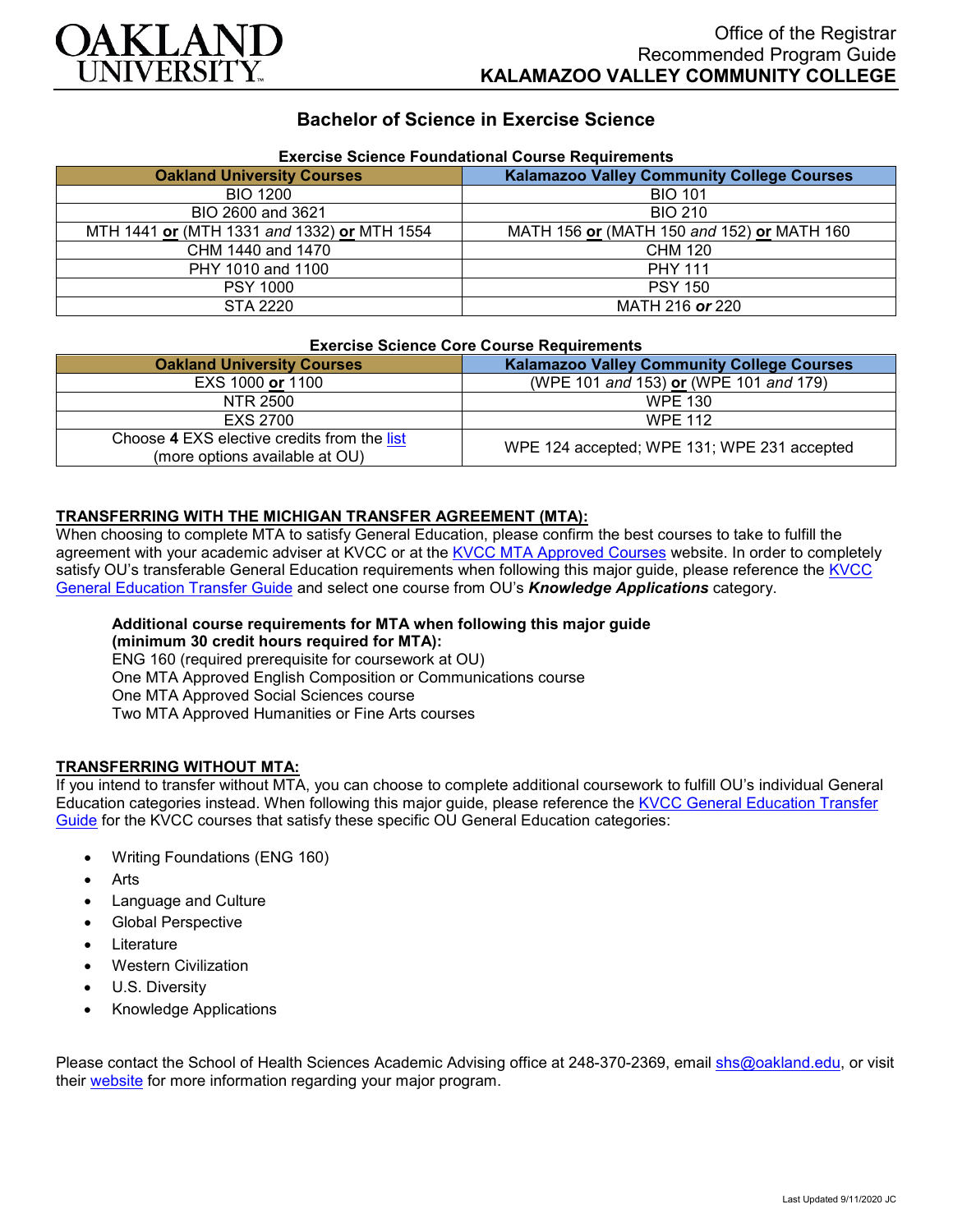Office of the Registrar
Recommended Program Guide
**KALAMAZOO VALLEY COMMUNITY COLLEGE**

# Bachelor of Science in Exercise Science

**Exercise Science Foundational Course Requirements**

| Oakland University Courses | Kalamazoo Valley Community College Courses |
|---|---|
| BIO 1200 | BIO 101 |
| BIO 2600 and 3621 | BIO 210 |
| MTH 1441 **or** (MTH 1331 *and* 1332) **or** MTH 1554 | MATH 156 **or** (MATH 150 *and* 152) **or** MATH 160 |
| CHM 1440 and 1470 | CHM 120 |
| PHY 1010 and 1100 | PHY 111 |
| PSY 1000 | PSY 150 |
| STA 2220 | MATH 216 ***or*** 220 |

**Exercise Science Core Course Requirements**

| Oakland University Courses | Kalamazoo Valley Community College Courses |
|---|---|
| EXS 1000 **or** 1100 | (WPE 101 *and* 153) **or** (WPE 101 *and* 179) |
| NTR 2500 | WPE 130 |
| EXS 2700 | WPE 112 |
| Choose **4** EXS elective credits from the list (more options available at OU) | WPE 124 accepted; WPE 131; WPE 231 accepted |

## TRANSFERRING WITH THE MICHIGAN TRANSFER AGREEMENT (MTA):

When choosing to complete MTA to satisfy General Education, please confirm the best courses to take to fulfill the agreement with your academic adviser at KVCC or at the KVCC MTA Approved Courses website. In order to completely satisfy OU's transferable General Education requirements when following this major guide, please reference the KVCC General Education Transfer Guide and select one course from OU's ***Knowledge Applications*** category.

**Additional course requirements for MTA when following this major guide (minimum 30 credit hours required for MTA):**
ENG 160 (required prerequisite for coursework at OU)
One MTA Approved English Composition or Communications course
One MTA Approved Social Sciences course
Two MTA Approved Humanities or Fine Arts courses

## TRANSFERRING WITHOUT MTA:

If you intend to transfer without MTA, you can choose to complete additional coursework to fulfill OU's individual General Education categories instead. When following this major guide, please reference the KVCC General Education Transfer Guide for the KVCC courses that satisfy these specific OU General Education categories:

- Writing Foundations (ENG 160)
- Arts
- Language and Culture
- Global Perspective
- Literature
- Western Civilization
- U.S. Diversity
- Knowledge Applications

Please contact the School of Health Sciences Academic Advising office at 248-370-2369, email shs@oakland.edu, or visit their website for more information regarding your major program.

Last Updated 9/11/2020 JC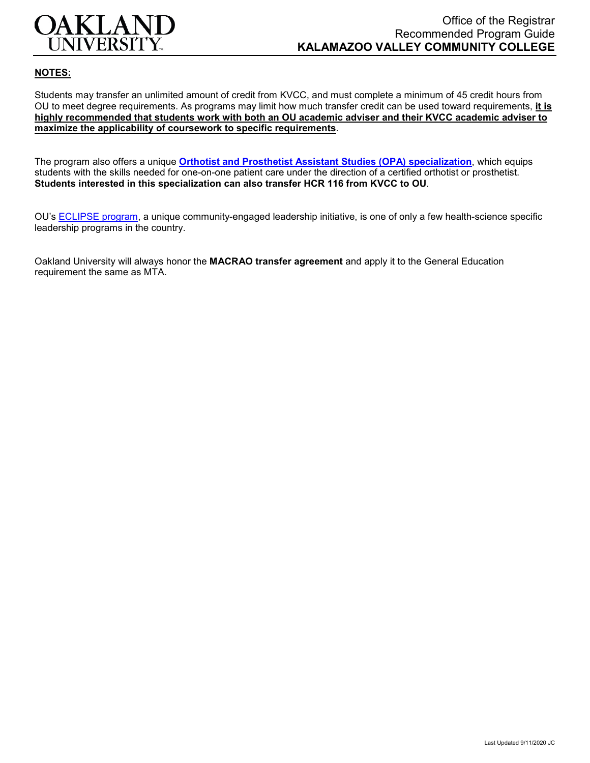**NOTES:**

Students may transfer an unlimited amount of credit from KVCC, and must complete a minimum of 45 credit hours from OU to meet degree requirements. As programs may limit how much transfer credit can be used toward requirements, **it is highly recommended that students work with both an OU academic adviser and their KVCC academic adviser to maximize the applicability of coursework to specific requirements**.

The program also offers a unique **Orthotist and Prosthetist Assistant Studies (OPA) specialization**, which equips students with the skills needed for one-on-one patient care under the direction of a certified orthotist or prosthetist. **Students interested in this specialization can also transfer HCR 116 from KVCC to OU**.

OU's ECLIPSE program, a unique community-engaged leadership initiative, is one of only a few health-science specific leadership programs in the country.

Oakland University will always honor the **MACRAO transfer agreement** and apply it to the General Education requirement the same as MTA.

Last Updated 9/11/2020 JC